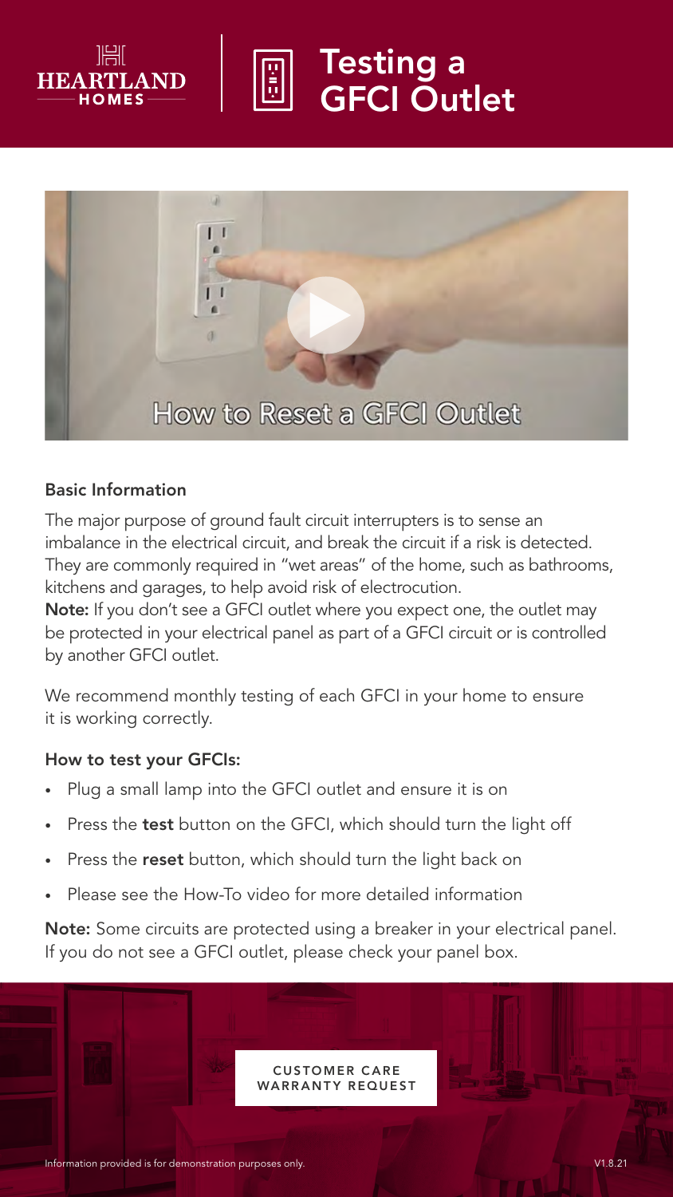HEARTLAND HOMES

# Testing a GFCI Outlet

How to Reset a GFCI Outlet

## Basic Information

The major purpose of ground fault circuit interrupters is to sense an imbalance in the electrical circuit, and break the circuit if a risk is detected. They are commonly required in "wet areas" of the home, such as bathrooms, kitchens and garages, to help avoid risk of electrocution.
**Note:** If you don't see a GFCI outlet where you expect one, the outlet may be protected in your electrical panel as part of a GFCI circuit or is controlled by another GFCI outlet.

We recommend monthly testing of each GFCI in your home to ensure it is working correctly.

## How to test your GFCIs:

- Plug a small lamp into the GFCI outlet and ensure it is on
- Press the **test** button on the GFCI, which should turn the light off
- Press the **reset** button, which should turn the light back on
- Please see the How-To video for more detailed information

**Note:** Some circuits are protected using a breaker in your electrical panel. If you do not see a GFCI outlet, please check your panel box.

CUSTOMER CARE WARRANTY REQUEST

Information provided is for demonstration purposes only.

V1.8.21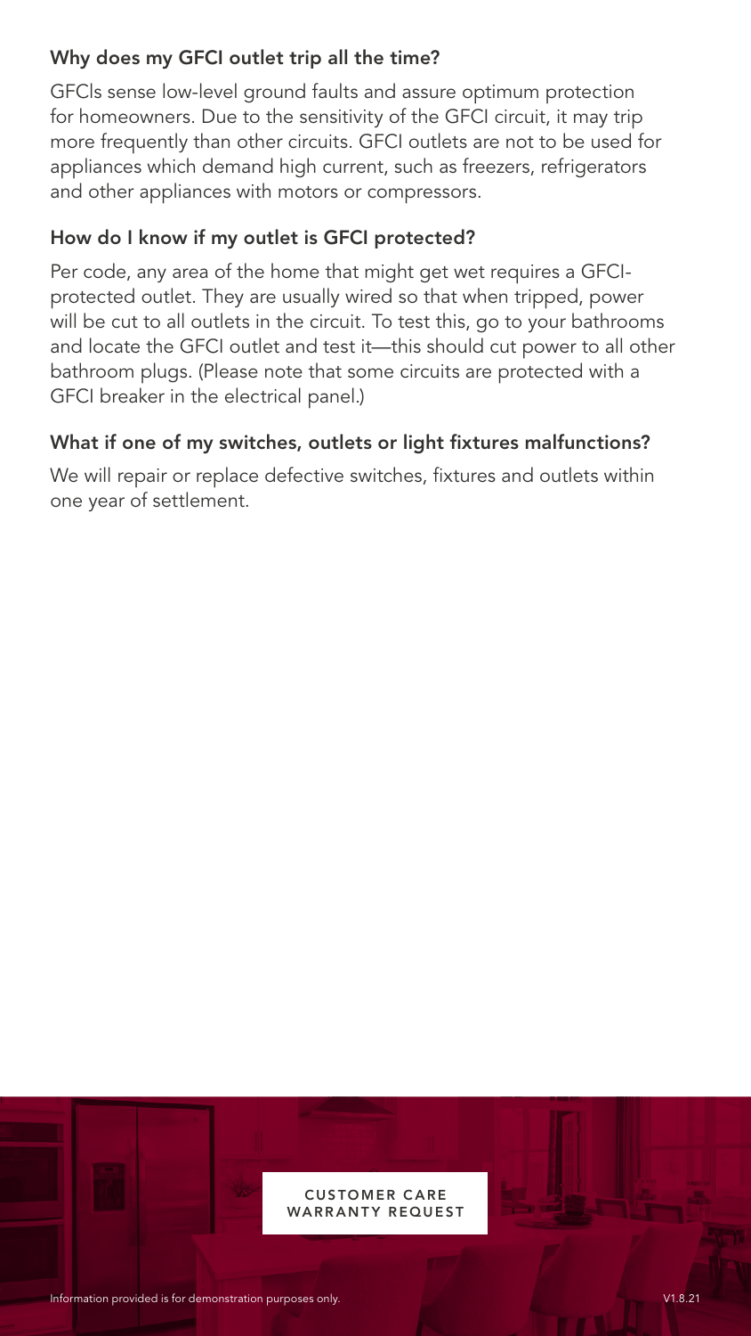### Why does my GFCI outlet trip all the time?

GFCIs sense low-level ground faults and assure optimum protection for homeowners. Due to the sensitivity of the GFCI circuit, it may trip more frequently than other circuits. GFCI outlets are not to be used for appliances which demand high current, such as freezers, refrigerators and other appliances with motors or compressors.

### How do I know if my outlet is GFCI protected?

Per code, any area of the home that might get wet requires a GFCI-protected outlet. They are usually wired so that when tripped, power will be cut to all outlets in the circuit. To test this, go to your bathrooms and locate the GFCI outlet and test it—this should cut power to all other bathroom plugs. (Please note that some circuits are protected with a GFCI breaker in the electrical panel.)

### What if one of my switches, outlets or light fixtures malfunctions?

We will repair or replace defective switches, fixtures and outlets within one year of settlement.

CUSTOMER CARE
WARRANTY REQUEST

Information provided is for demonstration purposes only.

V1.8.21